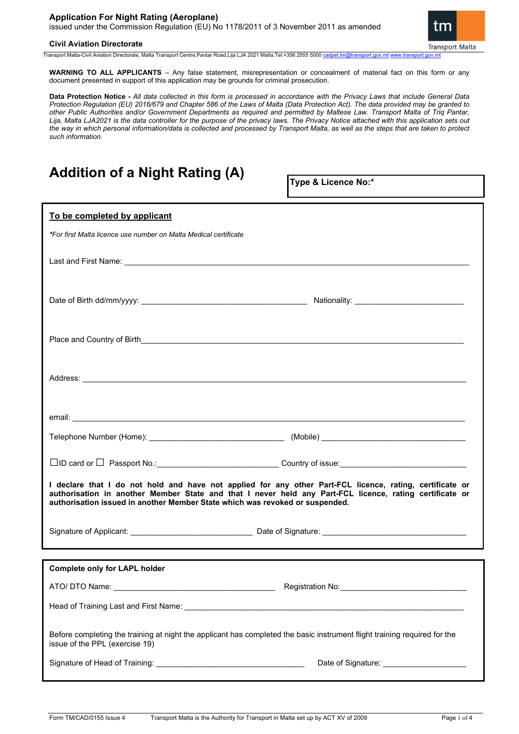**Application For Night Rating (Aeroplane)**
issued under the Commission Regulation (EU) No 1178/2011 of 3 November 2011 as amended

**Civil Aviation Directorate**

Transport Malta-Civil Aviation Directorate, Malta Transport Centre,Pantar Road,Lija LJA 2021 Malta.Tel:+356 2555 5000 cadpel.tm@transport.gov.mt www.transport.gov.mt

**WARNING TO ALL APPLICANTS** – Any false statement, misrepresentation or concealment of material fact on this form or any document presented in support of this application may be grounds for criminal prosecution.

**Data Protection Notice -** *All data collected in this form is processed in accordance with the Privacy Laws that include General Data Protection Regulation (EU) 2016/679 and Chapter 586 of the Laws of Malta (Data Protection Act). The data provided may be granted to other Public Authorities and/or Government Departments as required and permitted by Maltese Law. Transport Malta of Triq Pantar, Lija, Malta LJA2021 is the data controller for the purpose of the privacy laws. The Privacy Notice attached with this application sets out the way in which personal information/data is collected and processed by Transport Malta, as well as the steps that are taken to protect such information.*

# Addition of a Night Rating (A)

**Type & Licence No:***

## To be completed by applicant

*\*For first Malta licence use number on Malta Medical certificate*

Last and First Name: ____________________________________________

Date of Birth dd/mm/yyyy: ______________________ Nationality: ______________________

Place and Country of Birth ____________________________________________

Address: ____________________________________________

email: ____________________________________________

Telephone Number (Home): ______________________ (Mobile) ______________________

☐ID card or ☐ Passport No.:______________________ Country of issue:______________________

**I declare that I do not hold and have not applied for any other Part-FCL licence, rating, certificate or authorisation in another Member State and that I never held any Part-FCL licence, rating certificate or authorisation issued in another Member State which was revoked or suspended.**

Signature of Applicant: ______________________ Date of Signature: ______________________

**Complete only for LAPL holder**

ATO/ DTO Name: ______________________ Registration No:______________________

Head of Training Last and First Name: ____________________________________________

Before completing the training at night the applicant has completed the basic instrument flight training required for the issue of the PPL (exercise 19)

Signature of Head of Training: ______________________ Date of Signature: ______________________

Form TM/CAD/0155 Issue 4 Transport Malta is the Authority for Transport in Malta set up by ACT XV of 2009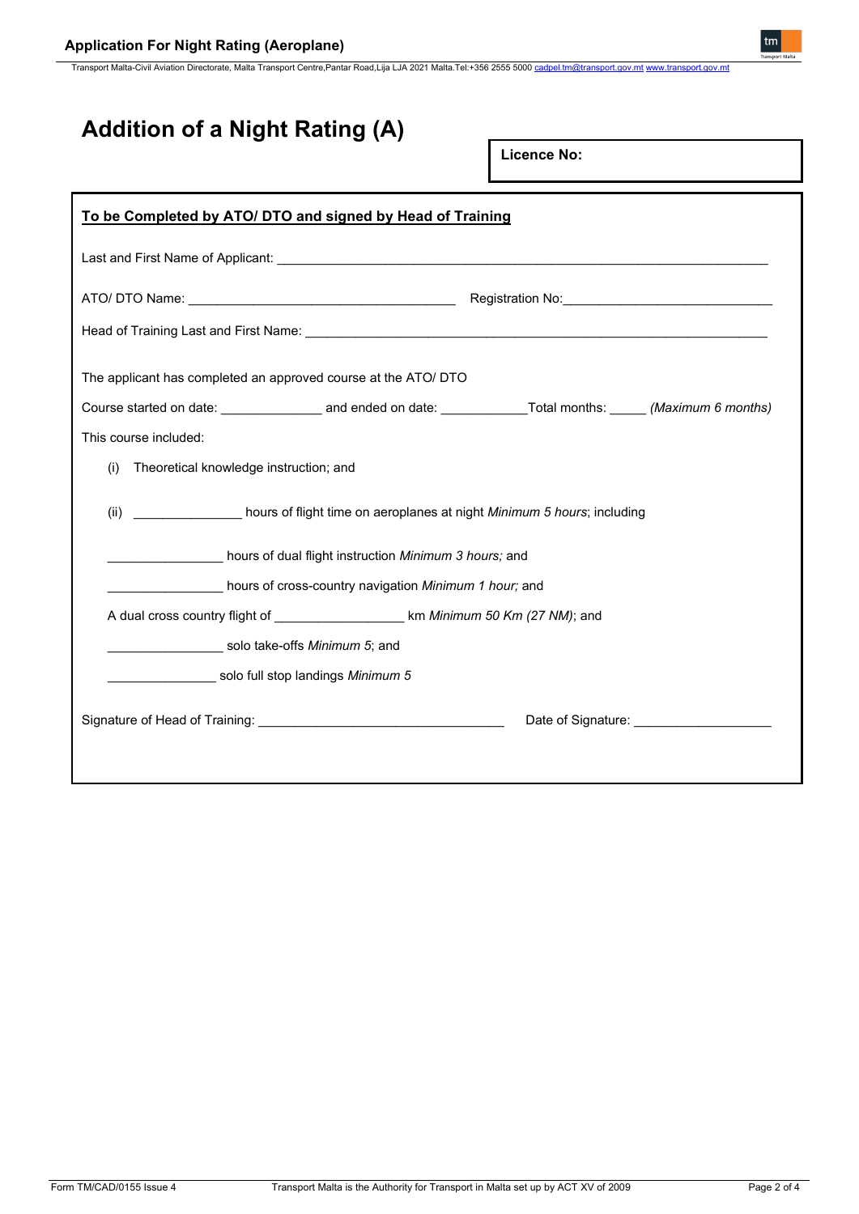# Addition of a Night Rating (A)

**Licence No:**

**To be Completed by ATO/ DTO and signed by Head of Training**

Last and First Name of Applicant: ______________________________________________________________________

ATO/ DTO Name: ____________________________________ Registration No:_____________________________

Head of Training Last and First Name: ____________________________________________________________

The applicant has completed an approved course at the ATO/ DTO

Course started on date: ______________ and ended on date: ____________Total months: _____ *(Maximum 6 months)*

This course included:

(i) Theoretical knowledge instruction; and

(ii) _______________ hours of flight time on aeroplanes at night *Minimum 5 hours*; including

________________ hours of dual flight instruction *Minimum 3 hours;* and

________________ hours of cross-country navigation *Minimum 1 hour;* and

A dual cross country flight of __________________ km *Minimum 50 Km (27 NM)*; and

________________ solo take-offs *Minimum 5*; and

_______________ solo full stop landings *Minimum 5*

Signature of Head of Training: __________________________________ Date of Signature: ___________________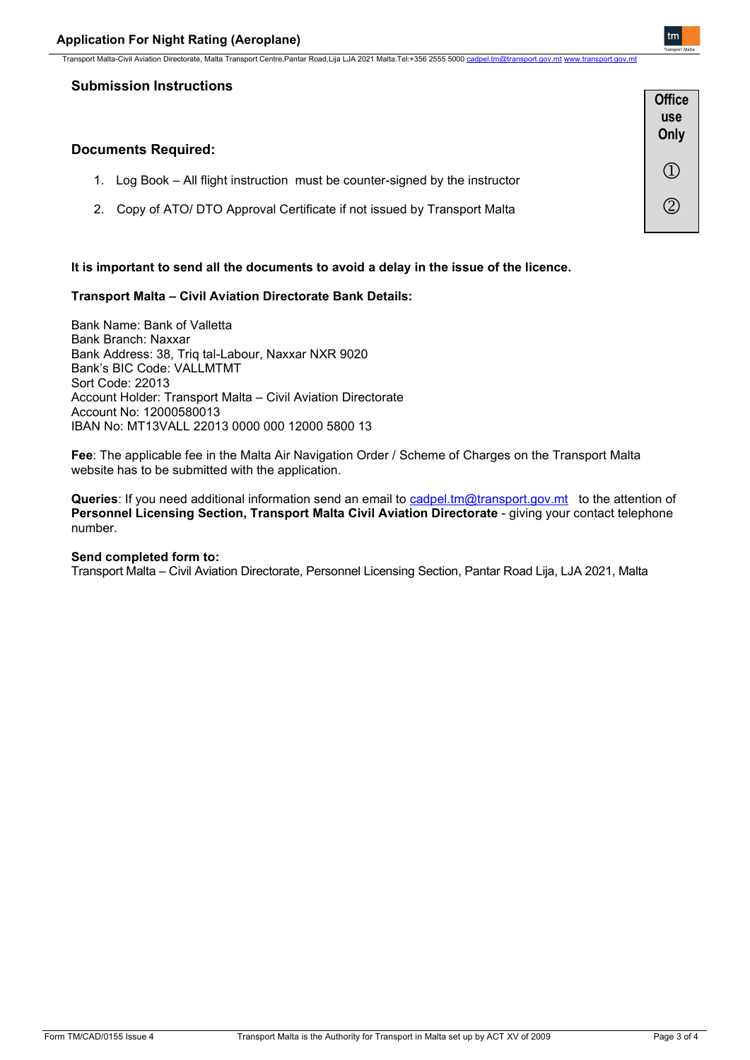## Submission Instructions

| Office use Only |
| --- |
| ① |
| ② |

### Documents Required:

1. Log Book – All flight instruction must be counter-signed by the instructor
2. Copy of ATO/ DTO Approval Certificate if not issued by Transport Malta

**It is important to send all the documents to avoid a delay in the issue of the licence.**

**Transport Malta – Civil Aviation Directorate Bank Details:**

Bank Name: Bank of Valletta
Bank Branch: Naxxar
Bank Address: 38, Triq tal-Labour, Naxxar NXR 9020
Bank's BIC Code: VALLMTMT
Sort Code: 22013
Account Holder: Transport Malta – Civil Aviation Directorate
Account No: 12000580013
IBAN No: MT13VALL 22013 0000 000 12000 5800 13

**Fee**: The applicable fee in the Malta Air Navigation Order / Scheme of Charges on the Transport Malta website has to be submitted with the application.

**Queries**: If you need additional information send an email to cadpel.tm@transport.gov.mt to the attention of **Personnel Licensing Section, Transport Malta Civil Aviation Directorate** - giving your contact telephone number.

**Send completed form to:**
Transport Malta – Civil Aviation Directorate, Personnel Licensing Section, Pantar Road Lija, LJA 2021, Malta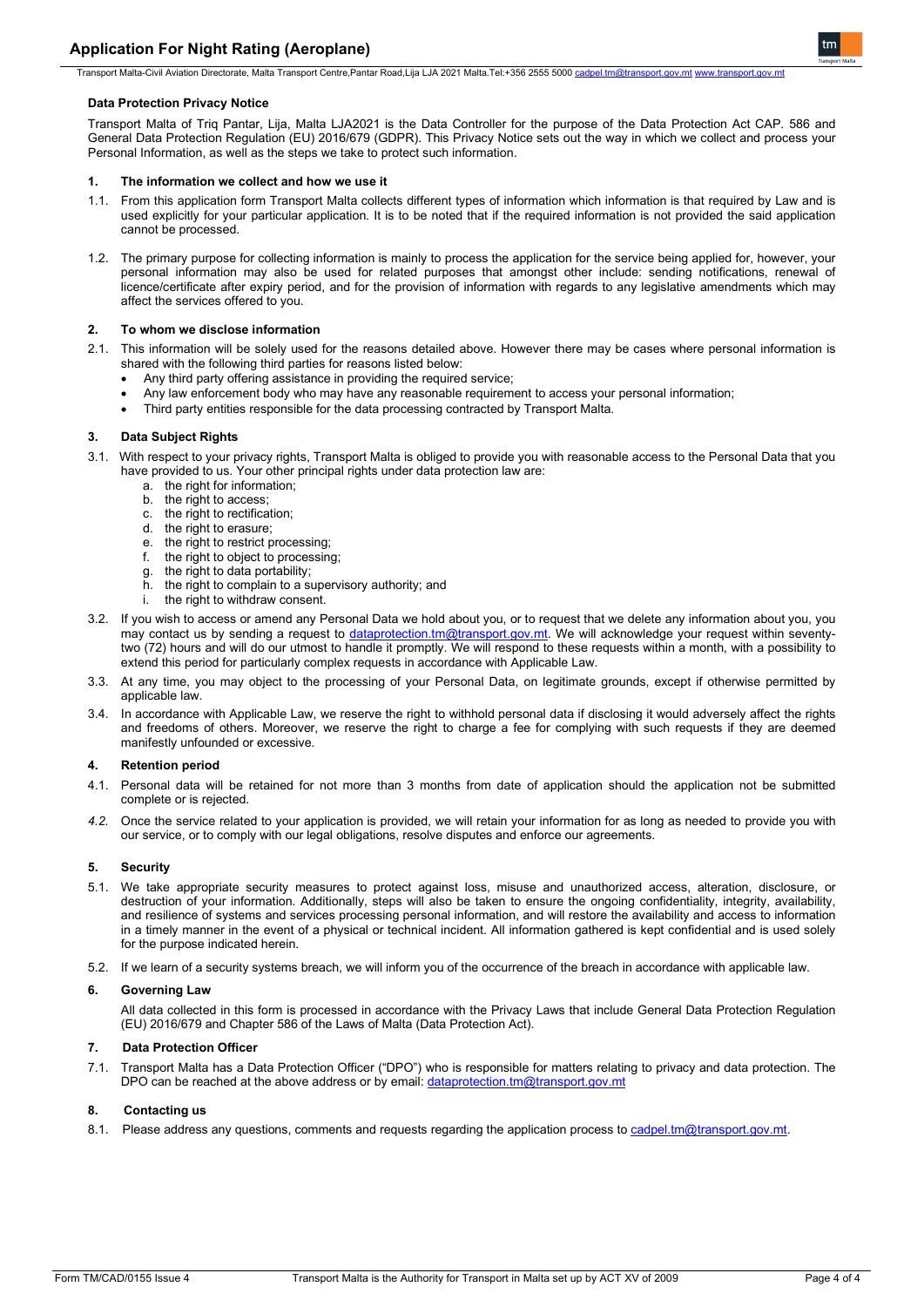## Data Protection Privacy Notice

Transport Malta of Triq Pantar, Lija, Malta LJA2021 is the Data Controller for the purpose of the Data Protection Act CAP. 586 and General Data Protection Regulation (EU) 2016/679 (GDPR). This Privacy Notice sets out the way in which we collect and process your Personal Information, as well as the steps we take to protect such information.

### 1. The information we collect and how we use it

1.1. From this application form Transport Malta collects different types of information which information is that required by Law and is used explicitly for your particular application. It is to be noted that if the required information is not provided the said application cannot be processed.

1.2. The primary purpose for collecting information is mainly to process the application for the service being applied for, however, your personal information may also be used for related purposes that amongst other include: sending notifications, renewal of licence/certificate after expiry period, and for the provision of information with regards to any legislative amendments which may affect the services offered to you.

### 2. To whom we disclose information

2.1. This information will be solely used for the reasons detailed above. However there may be cases where personal information is shared with the following third parties for reasons listed below:

- Any third party offering assistance in providing the required service;
- Any law enforcement body who may have any reasonable requirement to access your personal information;
- Third party entities responsible for the data processing contracted by Transport Malta.

### 3. Data Subject Rights

3.1. With respect to your privacy rights, Transport Malta is obliged to provide you with reasonable access to the Personal Data that you have provided to us. Your other principal rights under data protection law are:

a. the right for information;
b. the right to access;
c. the right to rectification;
d. the right to erasure;
e. the right to restrict processing;
f. the right to object to processing;
g. the right to data portability;
h. the right to complain to a supervisory authority; and
i. the right to withdraw consent.

3.2. If you wish to access or amend any Personal Data we hold about you, or to request that we delete any information about you, you may contact us by sending a request to dataprotection.tm@transport.gov.mt. We will acknowledge your request within seventy-two (72) hours and will do our utmost to handle it promptly. We will respond to these requests within a month, with a possibility to extend this period for particularly complex requests in accordance with Applicable Law.

3.3. At any time, you may object to the processing of your Personal Data, on legitimate grounds, except if otherwise permitted by applicable law.

3.4. In accordance with Applicable Law, we reserve the right to withhold personal data if disclosing it would adversely affect the rights and freedoms of others. Moreover, we reserve the right to charge a fee for complying with such requests if they are deemed manifestly unfounded or excessive.

### 4. Retention period

4.1. Personal data will be retained for not more than 3 months from date of application should the application not be submitted complete or is rejected.

*4.2.* Once the service related to your application is provided, we will retain your information for as long as needed to provide you with our service, or to comply with our legal obligations, resolve disputes and enforce our agreements.

### 5. Security

5.1. We take appropriate security measures to protect against loss, misuse and unauthorized access, alteration, disclosure, or destruction of your information. Additionally, steps will also be taken to ensure the ongoing confidentiality, integrity, availability, and resilience of systems and services processing personal information, and will restore the availability and access to information in a timely manner in the event of a physical or technical incident. All information gathered is kept confidential and is used solely for the purpose indicated herein.

5.2. If we learn of a security systems breach, we will inform you of the occurrence of the breach in accordance with applicable law.

### 6. Governing Law

All data collected in this form is processed in accordance with the Privacy Laws that include General Data Protection Regulation (EU) 2016/679 and Chapter 586 of the Laws of Malta (Data Protection Act).

### 7. Data Protection Officer

7.1. Transport Malta has a Data Protection Officer ("DPO") who is responsible for matters relating to privacy and data protection. The DPO can be reached at the above address or by email: dataprotection.tm@transport.gov.mt

### 8. Contacting us

8.1. Please address any questions, comments and requests regarding the application process to cadpel.tm@transport.gov.mt.